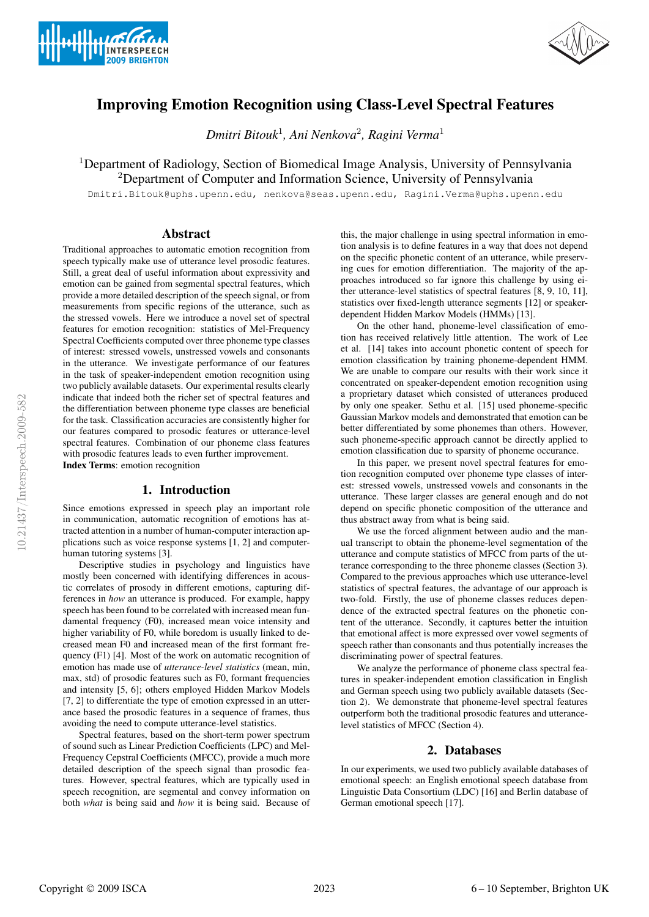# Improving Emotion Recognition using Class-Level Spectral Features

*Dmitri Bitouk*[1], *Ani Nenkova*[2], *Ragini Verma*[1]

[1]Department of Radiology, Section of Biomedical Image Analysis, University of Pennsylvania
[2]Department of Computer and Information Science, University of Pennsylvania

Dmitri.Bitouk@uphs.upenn.edu, nenkova@seas.upenn.edu, Ragini.Verma@uphs.upenn.edu

## Abstract

Traditional approaches to automatic emotion recognition from speech typically make use of utterance level prosodic features. Still, a great deal of useful information about expressivity and emotion can be gained from segmental spectral features, which provide a more detailed description of the speech signal, or from measurements from specific regions of the utterance, such as the stressed vowels. Here we introduce a novel set of spectral features for emotion recognition: statistics of Mel-Frequency Spectral Coefficients computed over three phoneme type classes of interest: stressed vowels, unstressed vowels and consonants in the utterance. We investigate performance of our features in the task of speaker-independent emotion recognition using two publicly available datasets. Our experimental results clearly indicate that indeed both the richer set of spectral features and the differentiation between phoneme type classes are beneficial for the task. Classification accuracies are consistently higher for our features compared to prosodic features or utterance-level spectral features. Combination of our phoneme class features with prosodic features leads to even further improvement.

**Index Terms**: emotion recognition

## 1. Introduction

Since emotions expressed in speech play an important role in communication, automatic recognition of emotions has attracted attention in a number of human-computer interaction applications such as voice response systems [1, 2] and computer-human tutoring systems [3].

Descriptive studies in psychology and linguistics have mostly been concerned with identifying differences in acoustic correlates of prosody in different emotions, capturing differences in *how* an utterance is produced. For example, happy speech has been found to be correlated with increased mean fundamental frequency (F0), increased mean voice intensity and higher variability of F0, while boredom is usually linked to decreased mean F0 and increased mean of the first formant frequency (F1) [4]. Most of the work on automatic recognition of emotion has made use of *utterance-level statistics* (mean, min, max, std) of prosodic features such as F0, formant frequencies and intensity [5, 6]; others employed Hidden Markov Models [7, 2] to differentiate the type of emotion expressed in an utterance based the prosodic features in a sequence of frames, thus avoiding the need to compute utterance-level statistics.

Spectral features, based on the short-term power spectrum of sound such as Linear Prediction Coefficients (LPC) and Mel-Frequency Cepstral Coefficients (MFCC), provide a much more detailed description of the speech signal than prosodic features. However, spectral features, which are typically used in speech recognition, are segmental and convey information on both *what* is being said and *how* it is being said. Because of this, the major challenge in using spectral information in emotion analysis is to define features in a way that does not depend on the specific phonetic content of an utterance, while preserving cues for emotion differentiation. The majority of the approaches introduced so far ignore this challenge by using either utterance-level statistics of spectral features [8, 9, 10, 11], statistics over fixed-length utterance segments [12] or speaker-dependent Hidden Markov Models (HMMs) [13].

On the other hand, phoneme-level classification of emotion has received relatively little attention. The work of Lee et al. [14] takes into account phonetic content of speech for emotion classification by training phoneme-dependent HMM. We are unable to compare our results with their work since it concentrated on speaker-dependent emotion recognition using a proprietary dataset which consisted of utterances produced by only one speaker. Sethu et al. [15] used phoneme-specific Gaussian Markov models and demonstrated that emotion can be better differentiated by some phonemes than others. However, such phoneme-specific approach cannot be directly applied to emotion classification due to sparsity of phoneme occurance.

In this paper, we present novel spectral features for emotion recognition computed over phoneme type classes of interest: stressed vowels, unstressed vowels and consonants in the utterance. These larger classes are general enough and do not depend on specific phonetic composition of the utterance and thus abstract away from what is being said.

We use the forced alignment between audio and the manual transcript to obtain the phoneme-level segmentation of the utterance and compute statistics of MFCC from parts of the utterance corresponding to the three phoneme classes (Section 3). Compared to the previous approaches which use utterance-level statistics of spectral features, the advantage of our approach is two-fold. Firstly, the use of phoneme classes reduces dependence of the extracted spectral features on the phonetic content of the utterance. Secondly, it captures better the intuition that emotional affect is more expressed over vowel segments of speech rather than consonants and thus potentially increases the discriminating power of spectral features.

We analyze the performance of phoneme class spectral features in speaker-independent emotion classification in English and German speech using two publicly available datasets (Section 2). We demonstrate that phoneme-level spectral features outperform both the traditional prosodic features and utterance-level statistics of MFCC (Section 4).

## 2. Databases

In our experiments, we used two publicly available databases of emotional speech: an English emotional speech database from Linguistic Data Consortium (LDC) [16] and Berlin database of German emotional speech [17].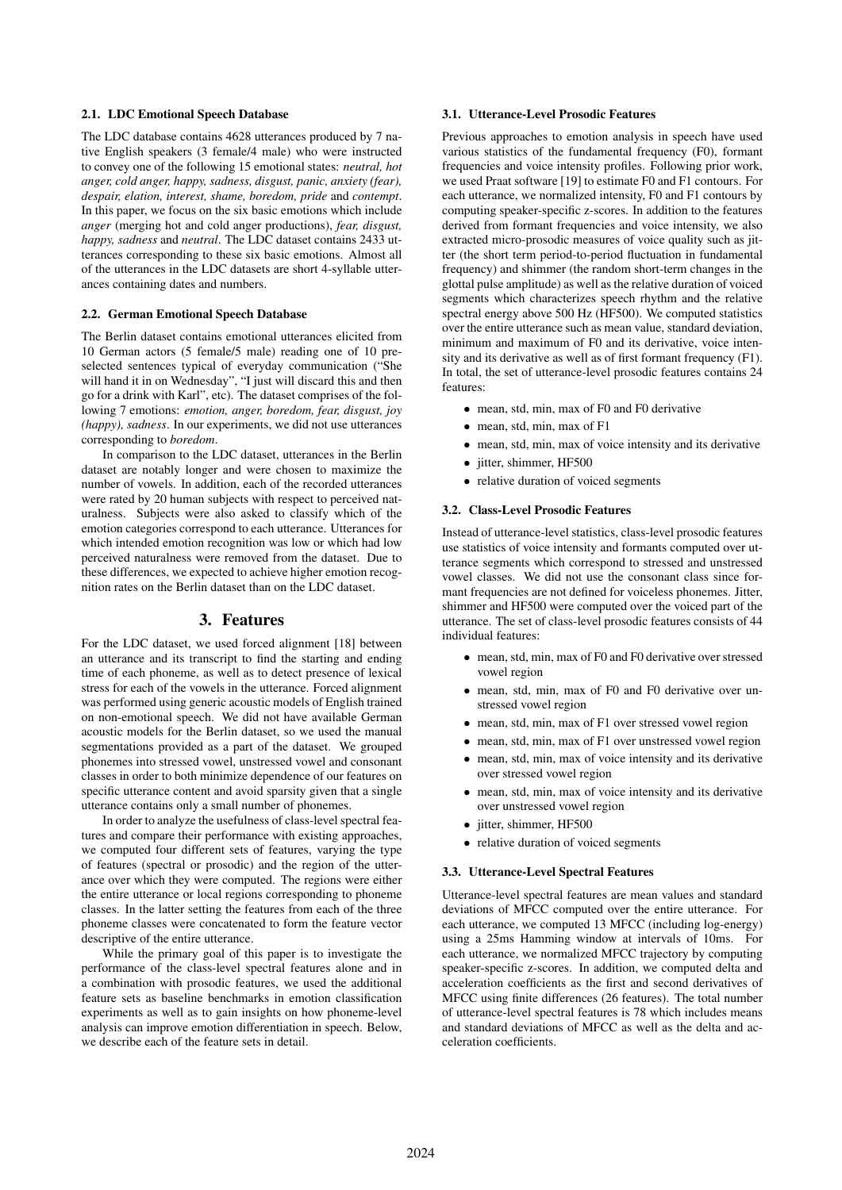### 2.1. LDC Emotional Speech Database

The LDC database contains 4628 utterances produced by 7 native English speakers (3 female/4 male) who were instructed to convey one of the following 15 emotional states: *neutral, hot anger, cold anger, happy, sadness, disgust, panic, anxiety (fear), despair, elation, interest, shame, boredom, pride* and *contempt*. In this paper, we focus on the six basic emotions which include *anger* (merging hot and cold anger productions), *fear, disgust, happy, sadness* and *neutral*. The LDC dataset contains 2433 utterances corresponding to these six basic emotions. Almost all of the utterances in the LDC datasets are short 4-syllable utterances containing dates and numbers.

### 2.2. German Emotional Speech Database

The Berlin dataset contains emotional utterances elicited from 10 German actors (5 female/5 male) reading one of 10 preselected sentences typical of everyday communication ("She will hand it in on Wednesday", "I just will discard this and then go for a drink with Karl", etc). The dataset comprises of the following 7 emotions: *emotion, anger, boredom, fear, disgust, joy (happy), sadness*. In our experiments, we did not use utterances corresponding to *boredom*.

In comparison to the LDC dataset, utterances in the Berlin dataset are notably longer and were chosen to maximize the number of vowels. In addition, each of the recorded utterances were rated by 20 human subjects with respect to perceived naturalness. Subjects were also asked to classify which of the emotion categories correspond to each utterance. Utterances for which intended emotion recognition was low or which had low perceived naturalness were removed from the dataset. Due to these differences, we expected to achieve higher emotion recognition rates on the Berlin dataset than on the LDC dataset.

## 3. Features

For the LDC dataset, we used forced alignment [18] between an utterance and its transcript to find the starting and ending time of each phoneme, as well as to detect presence of lexical stress for each of the vowels in the utterance. Forced alignment was performed using generic acoustic models of English trained on non-emotional speech. We did not have available German acoustic models for the Berlin dataset, so we used the manual segmentations provided as a part of the dataset. We grouped phonemes into stressed vowel, unstressed vowel and consonant classes in order to both minimize dependence of our features on specific utterance content and avoid sparsity given that a single utterance contains only a small number of phonemes.

In order to analyze the usefulness of class-level spectral features and compare their performance with existing approaches, we computed four different sets of features, varying the type of features (spectral or prosodic) and the region of the utterance over which they were computed. The regions were either the entire utterance or local regions corresponding to phoneme classes. In the latter setting the features from each of the three phoneme classes were concatenated to form the feature vector descriptive of the entire utterance.

While the primary goal of this paper is to investigate the performance of the class-level spectral features alone and in a combination with prosodic features, we used the additional feature sets as baseline benchmarks in emotion classification experiments as well as to gain insights on how phoneme-level analysis can improve emotion differentiation in speech. Below, we describe each of the feature sets in detail.

### 3.1. Utterance-Level Prosodic Features

Previous approaches to emotion analysis in speech have used various statistics of the fundamental frequency (F0), formant frequencies and voice intensity profiles. Following prior work, we used Praat software [19] to estimate F0 and F1 contours. For each utterance, we normalized intensity, F0 and F1 contours by computing speaker-specific z-scores. In addition to the features derived from formant frequencies and voice intensity, we also extracted micro-prosodic measures of voice quality such as jitter (the short term period-to-period fluctuation in fundamental frequency) and shimmer (the random short-term changes in the glottal pulse amplitude) as well as the relative duration of voiced segments which characterizes speech rhythm and the relative spectral energy above 500 Hz (HF500). We computed statistics over the entire utterance such as mean value, standard deviation, minimum and maximum of F0 and its derivative, voice intensity and its derivative as well as of first formant frequency (F1). In total, the set of utterance-level prosodic features contains 24 features:

- mean, std, min, max of F0 and F0 derivative
- mean, std, min, max of F1
- mean, std, min, max of voice intensity and its derivative
- jitter, shimmer, HF500
- relative duration of voiced segments

### 3.2. Class-Level Prosodic Features

Instead of utterance-level statistics, class-level prosodic features use statistics of voice intensity and formants computed over utterance segments which correspond to stressed and unstressed vowel classes. We did not use the consonant class since formant frequencies are not defined for voiceless phonemes. Jitter, shimmer and HF500 were computed over the voiced part of the utterance. The set of class-level prosodic features consists of 44 individual features:

- mean, std, min, max of F0 and F0 derivative over stressed vowel region
- mean, std, min, max of F0 and F0 derivative over unstressed vowel region
- mean, std, min, max of F1 over stressed vowel region
- mean, std, min, max of F1 over unstressed vowel region
- mean, std, min, max of voice intensity and its derivative over stressed vowel region
- mean, std, min, max of voice intensity and its derivative over unstressed vowel region
- jitter, shimmer, HF500
- relative duration of voiced segments

### 3.3. Utterance-Level Spectral Features

Utterance-level spectral features are mean values and standard deviations of MFCC computed over the entire utterance. For each utterance, we computed 13 MFCC (including log-energy) using a 25ms Hamming window at intervals of 10ms. For each utterance, we normalized MFCC trajectory by computing speaker-specific z-scores. In addition, we computed delta and acceleration coefficients as the first and second derivatives of MFCC using finite differences (26 features). The total number of utterance-level spectral features is 78 which includes means and standard deviations of MFCC as well as the delta and acceleration coefficients.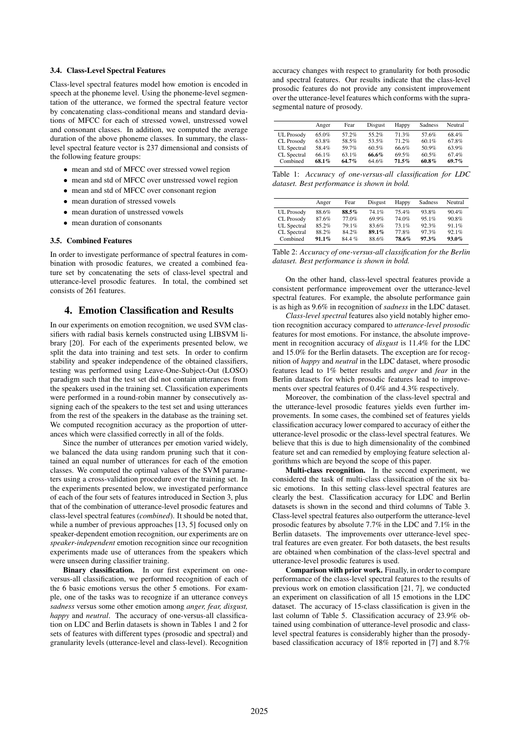### 3.4. Class-Level Spectral Features

Class-level spectral features model how emotion is encoded in speech at the phoneme level. Using the phoneme-level segmentation of the utterance, we formed the spectral feature vector by concatenating class-conditional means and standard deviations of MFCC for each of stressed vowel, unstressed vowel and consonant classes. In addition, we computed the average duration of the above phoneme classes. In summary, the class-level spectral feature vector is 237 dimensional and consists of the following feature groups:

- mean and std of MFCC over stressed vowel region
- mean and std of MFCC over unstressed vowel region
- mean and std of MFCC over consonant region
- mean duration of stressed vowels
- mean duration of unstressed vowels
- mean duration of consonants

### 3.5. Combined Features

In order to investigate performance of spectral features in combination with prosodic features, we created a combined feature set by concatenating the sets of class-level spectral and utterance-level prosodic features. In total, the combined set consists of 261 features.

## 4. Emotion Classification and Results

In our experiments on emotion recognition, we used SVM classifiers with radial basis kernels constructed using LIBSVM library [20]. For each of the experiments presented below, we split the data into training and test sets. In order to confirm stability and speaker independence of the obtained classifiers, testing was performed using Leave-One-Subject-Out (LOSO) paradigm such that the test set did not contain utterances from the speakers used in the training set. Classification experiments were performed in a round-robin manner by consecutively assigning each of the speakers to the test set and using utterances from the rest of the speakers in the database as the training set. We computed recognition accuracy as the proportion of utterances which were classified correctly in all of the folds.

Since the number of utterances per emotion varied widely, we balanced the data using random pruning such that it contained an equal number of utterances for each of the emotion classes. We computed the optimal values of the SVM parameters using a cross-validation procedure over the training set. In the experiments presented below, we investigated performance of each of the four sets of features introduced in Section 3, plus that of the combination of utterance-level prosodic features and class-level spectral features (*combined*). It should be noted that, while a number of previous approaches [13, 5] focused only on speaker-dependent emotion recognition, our experiments are on *speaker-independent* emotion recognition since our recognition experiments made use of utterances from the speakers which were unseen during classifier training.

**Binary classification.** In our first experiment on one-versus-all classification, we performed recognition of each of the 6 basic emotions versus the other 5 emotions. For example, one of the tasks was to recognize if an utterance conveys *sadness* versus some other emotion among *anger, fear, disgust, happy* and *neutral*. The accuracy of one-versus-all classification on LDC and Berlin datasets is shown in Tables 1 and 2 for sets of features with different types (prosodic and spectral) and granularity levels (utterance-level and class-level). Recognition accuracy changes with respect to granularity for both prosodic and spectral features. Our results indicate that the class-level prosodic features do not provide any consistent improvement over the utterance-level features which conforms with the suprasegmental nature of prosody.

| | Anger | Fear | Disgust | Happy | Sadness | Neutral |
|---|---|---|---|---|---|---|
| UL Prosody | 65.0% | 57.2% | 55.2% | 71.3% | 57.6% | 68.4% |
| CL Prosody | 63.8% | 58.5% | 53.5% | 71.2% | 60.1% | 67.8% |
| UL Spectral | 58.4% | 59.7% | 60.5% | 66.6% | 50.9% | 63.9% |
| CL Spectral | 66.1% | 63.1% | **66.6%** | 69.5% | 60.5% | 67.4% |
| Combined | **68.1%** | **64.7%** | 64.6% | **71.5%** | **60.8%** | **69.7%** |

Table 1: *Accuracy of one-versus-all classification for LDC dataset. Best performance is shown in bold.*

| | Anger | Fear | Disgust | Happy | Sadness | Neutral |
|---|---|---|---|---|---|---|
| UL Prosody | 88.6% | **88.5%** | 74.1% | 75.4% | 93.8% | 90.4% |
| CL Prosody | 87.6% | 77.0% | 69.9% | 74.0% | 95.1% | 90.8% |
| UL Spectral | 85.2% | 79.1% | 83.6% | 73.1% | 92.3% | 91.1% |
| CL Spectral | 88.2% | 84.2% | **89.1%** | 77.8% | 97.3% | 92.1% |
| Combined | **91.1%** | 84.4 % | 88.6% | **78.6%** | **97.3%** | **93.0%** |

Table 2: *Accuracy of one-versus-all classification for the Berlin dataset. Best performance is shown in bold.*

On the other hand, class-level spectral features provide a consistent performance improvement over the utterance-level spectral features. For example, the absolute performance gain is as high as 9.6% in recognition of *sadness* in the LDC dataset.

*Class-level spectral* features also yield notably higher emotion recognition accuracy compared to *utterance-level prosodic* features for most emotions. For instance, the absolute improvement in recognition accuracy of *disgust* is 11.4% for the LDC and 15.0% for the Berlin datasets. The exception are for recognition of *happy* and *neutral* in the LDC dataset, where prosodic features lead to 1% better results and *anger* and *fear* in the Berlin datasets for which prosodic features lead to improvements over spectral features of 0.4% and 4.3% respectively.

Moreover, the combination of the class-level spectral and the utterance-level prosodic features yields even further improvements. In some cases, the combined set of features yields classification accuracy lower compared to accuracy of either the utterance-level prosodic or the class-level spectral features. We believe that this is due to high dimensionality of the combined feature set and can remedied by employing feature selection algorithms which are beyond the scope of this paper.

**Multi-class recognition.** In the second experiment, we considered the task of multi-class classification of the six basic emotions. In this setting class-level spectral features are clearly the best. Classification accuracy for LDC and Berlin datasets is shown in the second and third columns of Table 3. Class-level spectral features also outperform the utterance-level prosodic features by absolute 7.7% in the LDC and 7.1% in the Berlin datasets. The improvements over utterance-level spectral features are even greater. For both datasets, the best results are obtained when combination of the class-level spectral and utterance-level prosodic features is used.

**Comparison with prior work.** Finally, in order to compare performance of the class-level spectral features to the results of previous work on emotion classification [21, 7], we conducted an experiment on classification of all 15 emotions in the LDC dataset. The accuracy of 15-class classification is given in the last column of Table 5. Classification accuracy of 23.9% obtained using combination of utterance-level prosodic and class-level spectral features is considerably higher than the prosody-based classification accuracy of 18% reported in [7] and 8.7%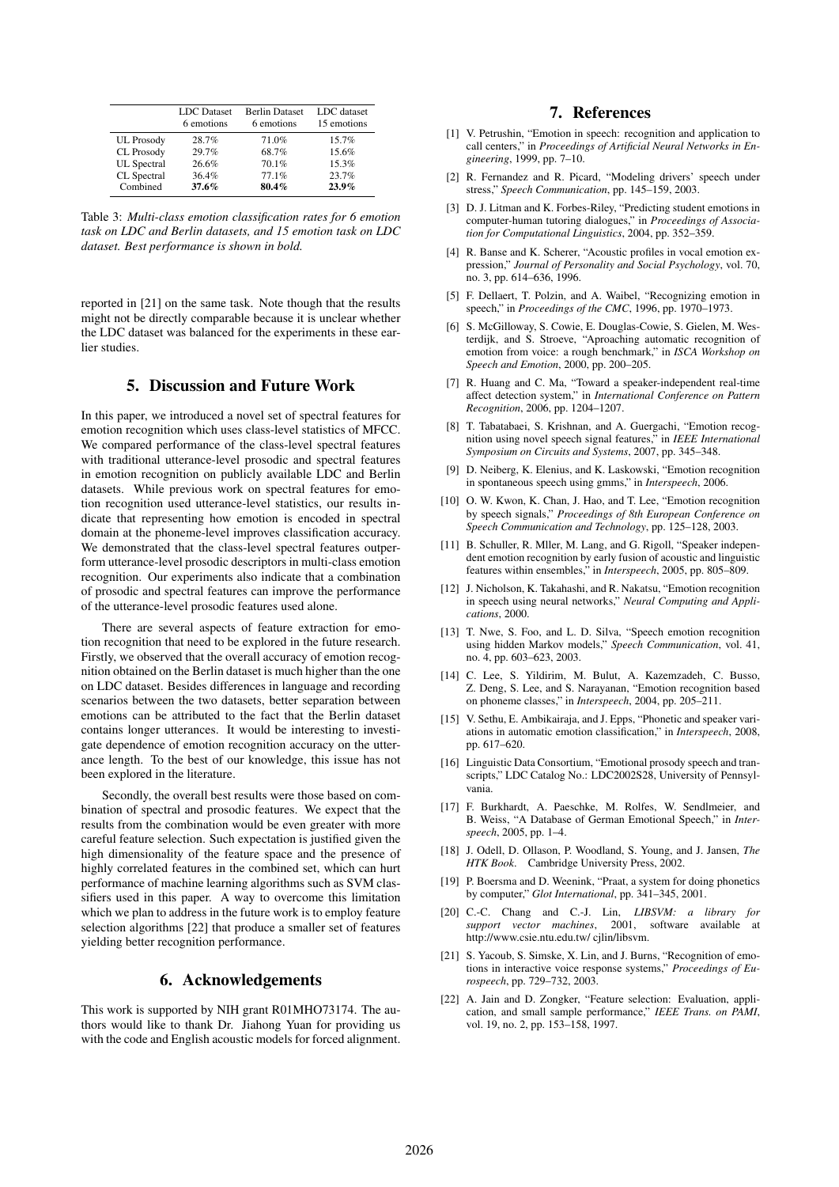| | LDC Dataset 6 emotions | Berlin Dataset 6 emotions | LDC dataset 15 emotions |
|---|---|---|---|
| UL Prosody | 28.7% | 71.0% | 15.7% |
| CL Prosody | 29.7% | 68.7% | 15.6% |
| UL Spectral | 26.6% | 70.1% | 15.3% |
| CL Spectral | 36.4% | 77.1% | 23.7% |
| Combined | **37.6%** | **80.4%** | **23.9%** |

Table 3: *Multi-class emotion classification rates for 6 emotion task on LDC and Berlin datasets, and 15 emotion task on LDC dataset. Best performance is shown in bold.*

reported in [21] on the same task. Note though that the results might not be directly comparable because it is unclear whether the LDC dataset was balanced for the experiments in these earlier studies.

## 5. Discussion and Future Work

In this paper, we introduced a novel set of spectral features for emotion recognition which uses class-level statistics of MFCC. We compared performance of the class-level spectral features with traditional utterance-level prosodic and spectral features in emotion recognition on publicly available LDC and Berlin datasets. While previous work on spectral features for emotion recognition used utterance-level statistics, our results indicate that representing how emotion is encoded in spectral domain at the phoneme-level improves classification accuracy. We demonstrated that the class-level spectral features outperform utterance-level prosodic descriptors in multi-class emotion recognition. Our experiments also indicate that a combination of prosodic and spectral features can improve the performance of the utterance-level prosodic features used alone.

There are several aspects of feature extraction for emotion recognition that need to be explored in the future research. Firstly, we observed that the overall accuracy of emotion recognition obtained on the Berlin dataset is much higher than the one on LDC dataset. Besides differences in language and recording scenarios between the two datasets, better separation between emotions can be attributed to the fact that the Berlin dataset contains longer utterances. It would be interesting to investigate dependence of emotion recognition accuracy on the utterance length. To the best of our knowledge, this issue has not been explored in the literature.

Secondly, the overall best results were those based on combination of spectral and prosodic features. We expect that the results from the combination would be even greater with more careful feature selection. Such expectation is justified given the high dimensionality of the feature space and the presence of highly correlated features in the combined set, which can hurt performance of machine learning algorithms such as SVM classifiers used in this paper. A way to overcome this limitation which we plan to address in the future work is to employ feature selection algorithms [22] that produce a smaller set of features yielding better recognition performance.

## 6. Acknowledgements

This work is supported by NIH grant R01MHO73174. The authors would like to thank Dr. Jiahong Yuan for providing us with the code and English acoustic models for forced alignment.

## 7. References

[1] V. Petrushin, "Emotion in speech: recognition and application to call centers," in *Proceedings of Artificial Neural Networks in Engineering*, 1999, pp. 7–10.

[2] R. Fernandez and R. Picard, "Modeling drivers' speech under stress," *Speech Communication*, pp. 145–159, 2003.

[3] D. J. Litman and K. Forbes-Riley, "Predicting student emotions in computer-human tutoring dialogues," in *Proceedings of Association for Computational Linguistics*, 2004, pp. 352–359.

[4] R. Banse and K. Scherer, "Acoustic profiles in vocal emotion expression," *Journal of Personality and Social Psychology*, vol. 70, no. 3, pp. 614–636, 1996.

[5] F. Dellaert, T. Polzin, and A. Waibel, "Recognizing emotion in speech," in *Proceedings of the CMC*, 1996, pp. 1970–1973.

[6] S. McGilloway, S. Cowie, E. Douglas-Cowie, S. Gielen, M. Westerdijk, and S. Stroeve, "Aproaching automatic recognition of emotion from voice: a rough benchmark," in *ISCA Workshop on Speech and Emotion*, 2000, pp. 200–205.

[7] R. Huang and C. Ma, "Toward a speaker-independent real-time affect detection system," in *International Conference on Pattern Recognition*, 2006, pp. 1204–1207.

[8] T. Tabatabaei, S. Krishnan, and A. Guergachi, "Emotion recognition using novel speech signal features," in *IEEE International Symposium on Circuits and Systems*, 2007, pp. 345–348.

[9] D. Neiberg, K. Elenius, and K. Laskowski, "Emotion recognition in spontaneous speech using gmms," in *Interspeech*, 2006.

[10] O. W. Kwon, K. Chan, J. Hao, and T. Lee, "Emotion recognition by speech signals," *Proceedings of 8th European Conference on Speech Communication and Technology*, pp. 125–128, 2003.

[11] B. Schuller, R. Mller, M. Lang, and G. Rigoll, "Speaker independent emotion recognition by early fusion of acoustic and linguistic features within ensembles," in *Interspeech*, 2005, pp. 805–809.

[12] J. Nicholson, K. Takahashi, and R. Nakatsu, "Emotion recognition in speech using neural networks," *Neural Computing and Applications*, 2000.

[13] T. Nwe, S. Foo, and L. D. Silva, "Speech emotion recognition using hidden Markov models," *Speech Communication*, vol. 41, no. 4, pp. 603–623, 2003.

[14] C. Lee, S. Yildirim, M. Bulut, A. Kazemzadeh, C. Busso, Z. Deng, S. Lee, and S. Narayanan, "Emotion recognition based on phoneme classes," in *Interspeech*, 2004, pp. 205–211.

[15] V. Sethu, E. Ambikairaja, and J. Epps, "Phonetic and speaker variations in automatic emotion classification," in *Interspeech*, 2008, pp. 617–620.

[16] Linguistic Data Consortium, "Emotional prosody speech and transcripts," LDC Catalog No.: LDC2002S28, University of Pennsylvania.

[17] F. Burkhardt, A. Paeschke, M. Rolfes, W. Sendlmeier, and B. Weiss, "A Database of German Emotional Speech," in *Interspeech*, 2005, pp. 1–4.

[18] J. Odell, D. Ollason, P. Woodland, S. Young, and J. Jansen, *The HTK Book*. Cambridge University Press, 2002.

[19] P. Boersma and D. Weenink, "Praat, a system for doing phonetics by computer," *Glot International*, pp. 341–345, 2001.

[20] C.-C. Chang and C.-J. Lin, *LIBSVM: a library for support vector machines*, 2001, software available at http://www.csie.ntu.edu.tw/ cjlin/libsvm.

[21] S. Yacoub, S. Simske, X. Lin, and J. Burns, "Recognition of emotions in interactive voice response systems," *Proceedings of Eurospeech*, pp. 729–732, 2003.

[22] A. Jain and D. Zongker, "Feature selection: Evaluation, application, and small sample performance," *IEEE Trans. on PAMI*, vol. 19, no. 2, pp. 153–158, 1997.